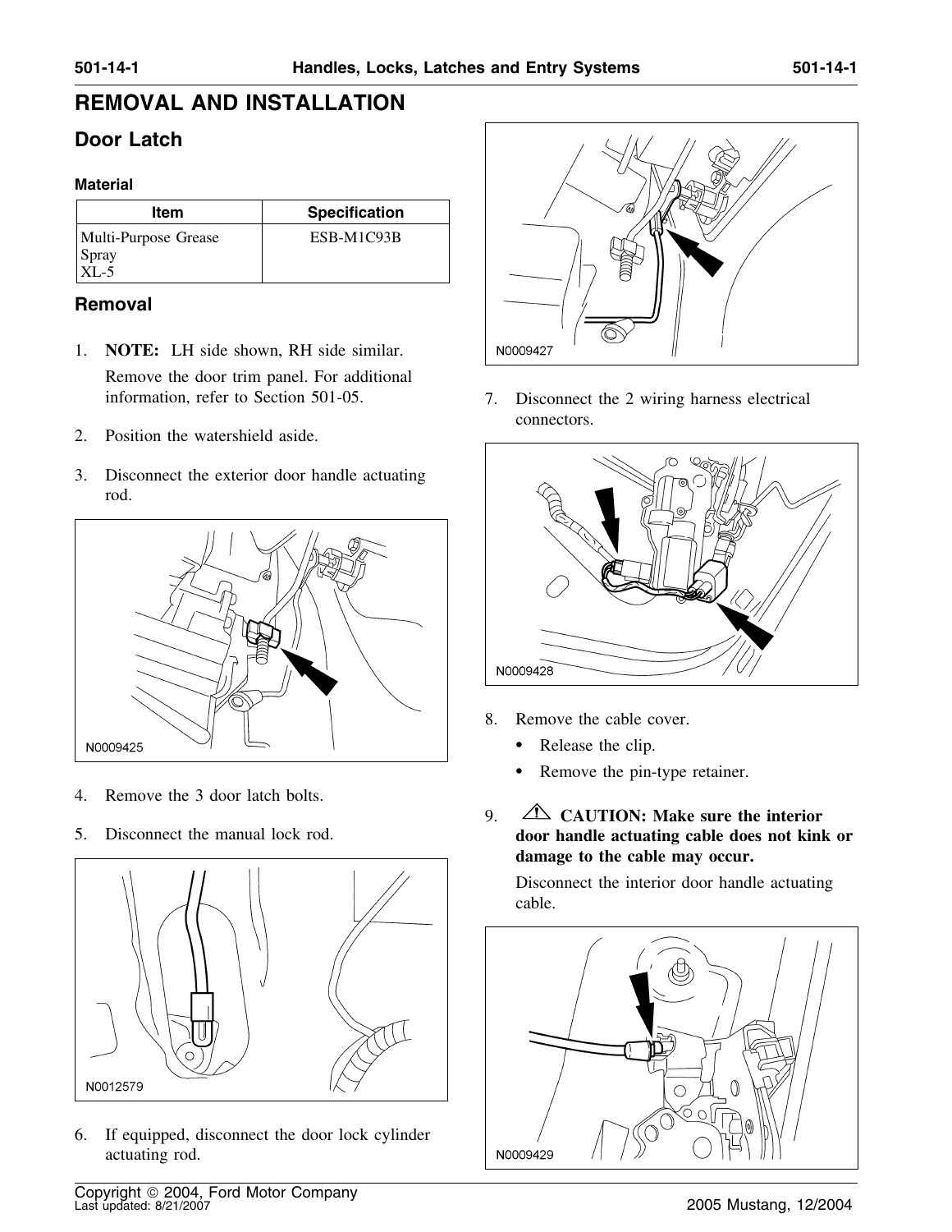# REMOVAL AND INSTALLATION

## Door Latch

### Material

| Item | Specification |
| --- | --- |
| Multi-Purpose Grease Spray XL-5 | ESB-M1C93B |

### Removal

1. **NOTE:** LH side shown, RH side similar.

   Remove the door trim panel. For additional information, refer to Section 501-05.

2. Position the watershield aside.

3. Disconnect the exterior door handle actuating rod.

   N0009425

4. Remove the 3 door latch bolts.

5. Disconnect the manual lock rod.

   N0012579

6. If equipped, disconnect the door lock cylinder actuating rod.

   N0009427

7. Disconnect the 2 wiring harness electrical connectors.

   N0009428

8. Remove the cable cover.
   - Release the clip.
   - Remove the pin-type retainer.

9. **CAUTION: Make sure the interior door handle actuating cable does not kink or damage to the cable may occur.**

   Disconnect the interior door handle actuating cable.

   N0009429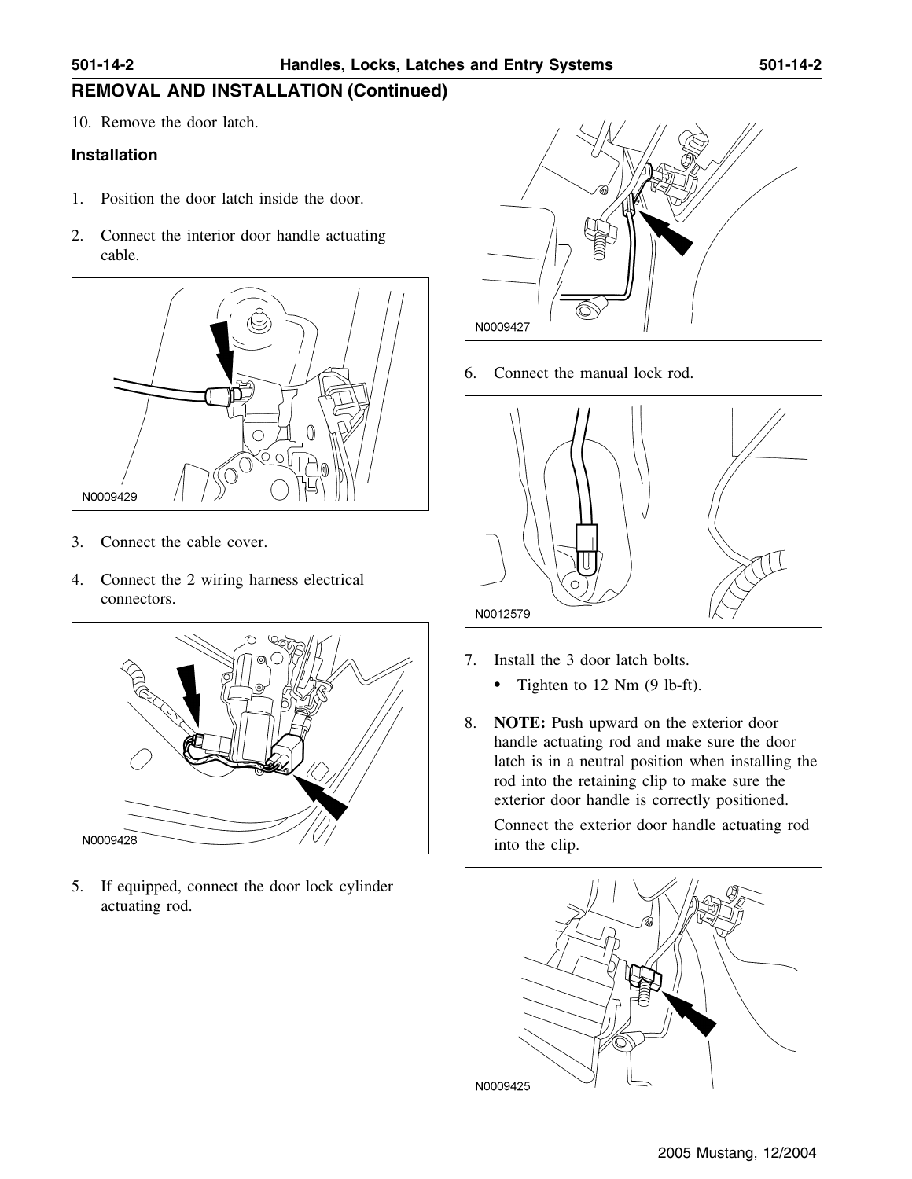## REMOVAL AND INSTALLATION (Continued)

10. Remove the door latch.

### Installation

1. Position the door latch inside the door.
2. Connect the interior door handle actuating cable.

N0009429

3. Connect the cable cover.
4. Connect the 2 wiring harness electrical connectors.

N0009428

5. If equipped, connect the door lock cylinder actuating rod.

N0009427

6. Connect the manual lock rod.

N0012579

7. Install the 3 door latch bolts.
   - Tighten to 12 Nm (9 lb-ft).
8. **NOTE:** Push upward on the exterior door handle actuating rod and make sure the door latch is in a neutral position when installing the rod into the retaining clip to make sure the exterior door handle is correctly positioned.

   Connect the exterior door handle actuating rod into the clip.

N0009425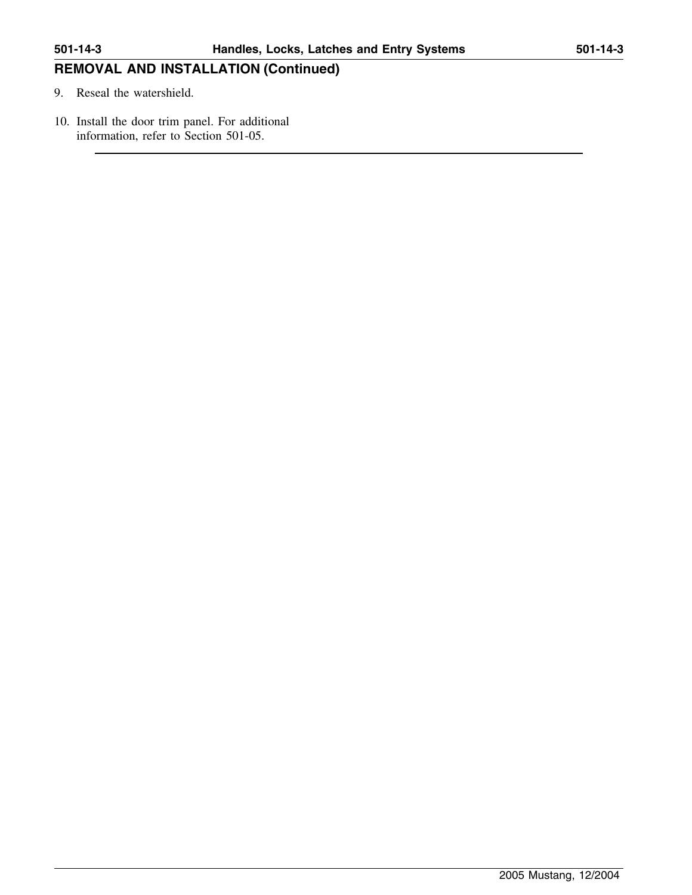## REMOVAL AND INSTALLATION (Continued)

9. Reseal the watershield.

10. Install the door trim panel. For additional information, refer to Section 501-05.